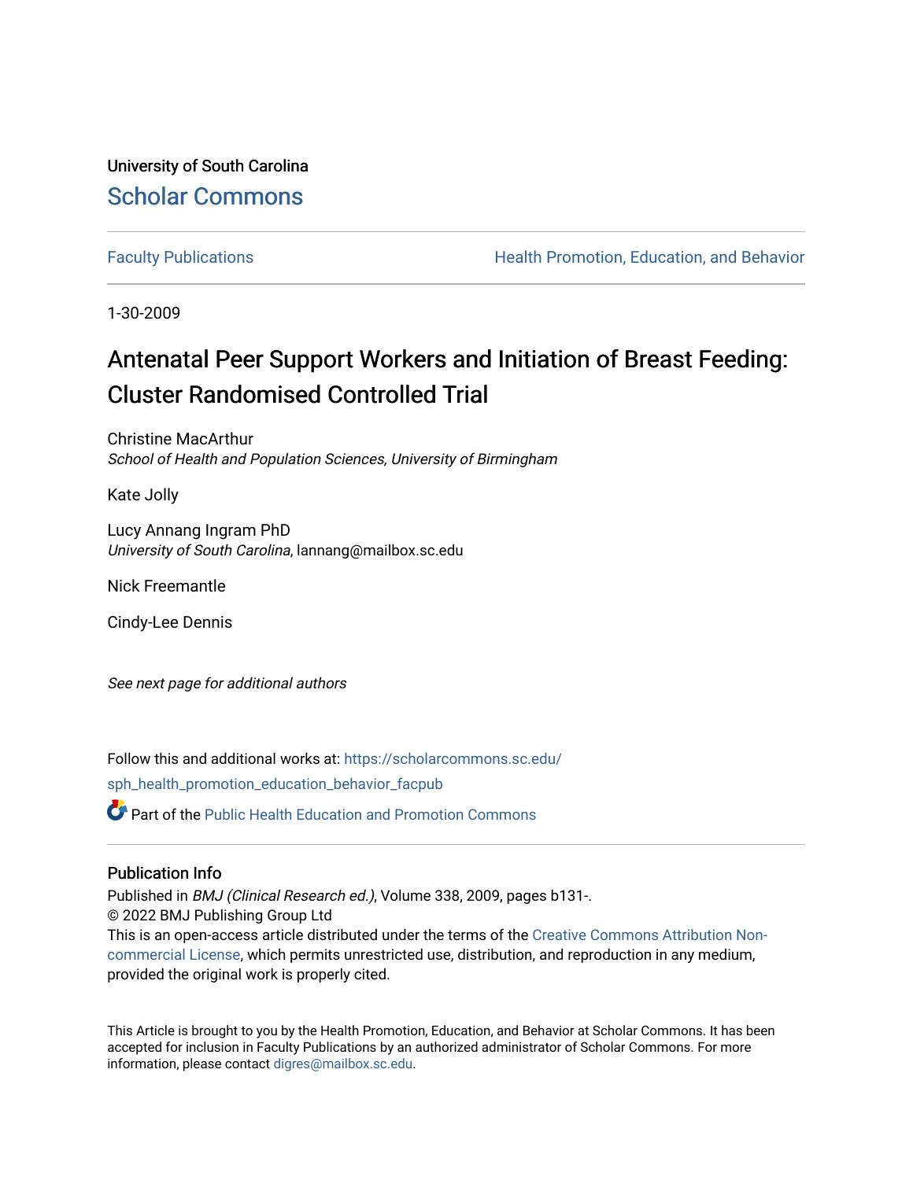University of South Carolina

Scholar Commons

Faculty Publications

Health Promotion, Education, and Behavior

1-30-2009

# Antenatal Peer Support Workers and Initiation of Breast Feeding: Cluster Randomised Controlled Trial

Christine MacArthur
*School of Health and Population Sciences, University of Birmingham*

Kate Jolly

Lucy Annang Ingram PhD
*University of South Carolina*, lannang@mailbox.sc.edu

Nick Freemantle

Cindy-Lee Dennis

*See next page for additional authors*

Follow this and additional works at: https://scholarcommons.sc.edu/sph_health_promotion_education_behavior_facpub

Part of the Public Health Education and Promotion Commons

## Publication Info

Published in *BMJ (Clinical Research ed.)*, Volume 338, 2009, pages b131-.
© 2022 BMJ Publishing Group Ltd
This is an open-access article distributed under the terms of the Creative Commons Attribution Non-commercial License, which permits unrestricted use, distribution, and reproduction in any medium, provided the original work is properly cited.

This Article is brought to you by the Health Promotion, Education, and Behavior at Scholar Commons. It has been accepted for inclusion in Faculty Publications by an authorized administrator of Scholar Commons. For more information, please contact digres@mailbox.sc.edu.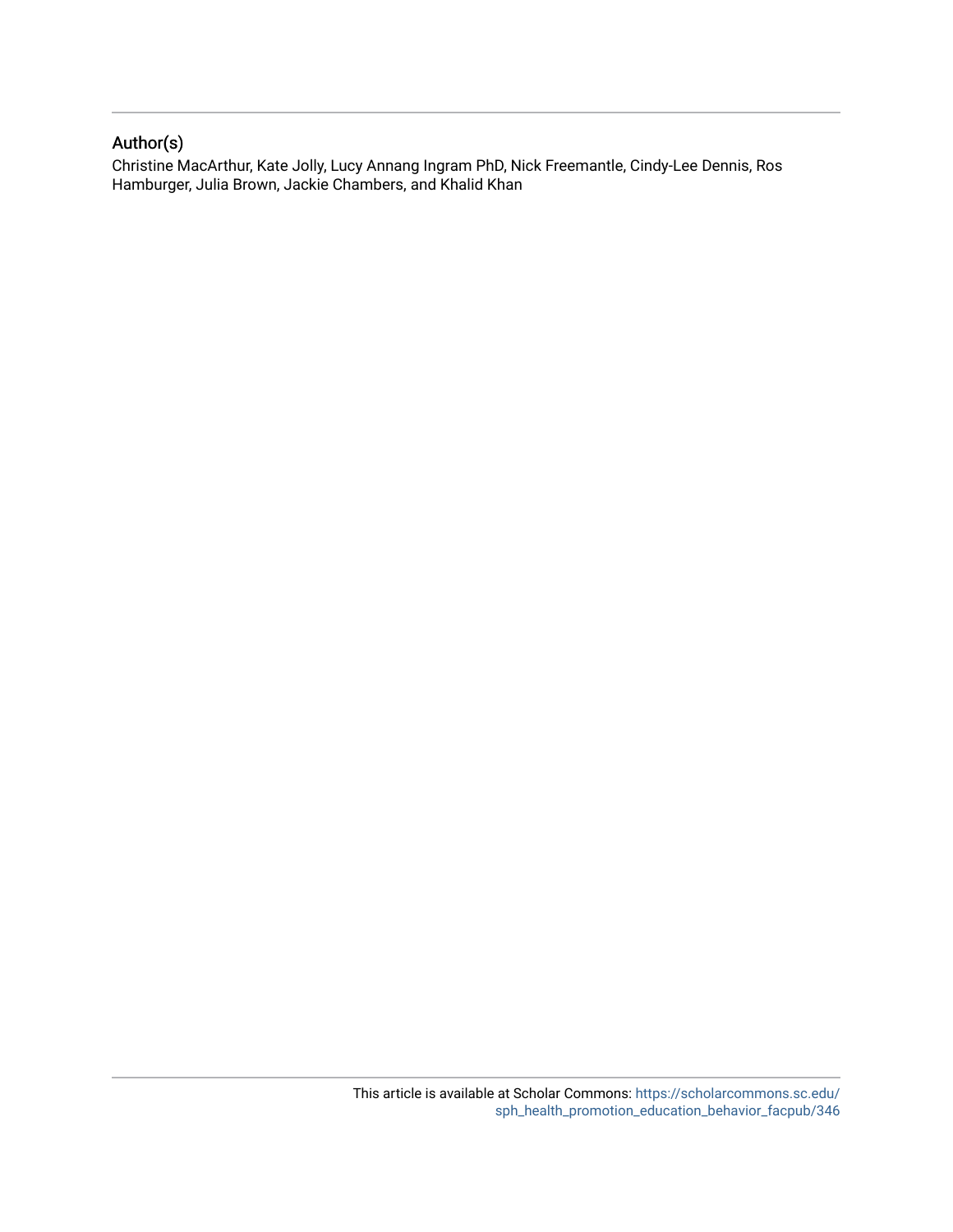## Author(s)

Christine MacArthur, Kate Jolly, Lucy Annang Ingram PhD, Nick Freemantle, Cindy-Lee Dennis, Ros Hamburger, Julia Brown, Jackie Chambers, and Khalid Khan

This article is available at Scholar Commons: https://scholarcommons.sc.edu/sph_health_promotion_education_behavior_facpub/346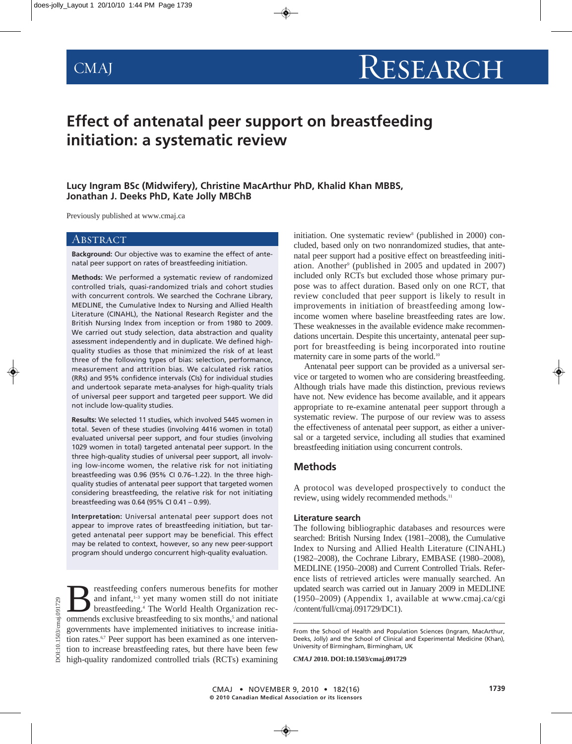# Effect of antenatal peer support on breastfeeding initiation: a systematic review

**Lucy Ingram BSc (Midwifery), Christine MacArthur PhD, Khalid Khan MBBS, Jonathan J. Deeks PhD, Kate Jolly MBChB**

Previously published at www.cmaj.ca

## Abstract

**Background:** Our objective was to examine the effect of antenatal peer support on rates of breastfeeding initiation.

**Methods:** We performed a systematic review of randomized controlled trials, quasi-randomized trials and cohort studies with concurrent controls. We searched the Cochrane Library, MEDLINE, the Cumulative Index to Nursing and Allied Health Literature (CINAHL), the National Research Register and the British Nursing Index from inception or from 1980 to 2009. We carried out study selection, data abstraction and quality assessment independently and in duplicate. We defined high-quality studies as those that minimized the risk of at least three of the following types of bias: selection, performance, measurement and attrition bias. We calculated risk ratios (RRs) and 95% confidence intervals (CIs) for individual studies and undertook separate meta-analyses for high-quality trials of universal peer support and targeted peer support. We did not include low-quality studies.

**Results:** We selected 11 studies, which involved 5445 women in total. Seven of these studies (involving 4416 women in total) evaluated universal peer support, and four studies (involving 1029 women in total) targeted antenatal peer support. In the three high-quality studies of universal peer support, all involving low-income women, the relative risk for not initiating breastfeeding was 0.96 (95% CI 0.76–1.22). In the three high-quality studies of antenatal peer support that targeted women considering breastfeeding, the relative risk for not initiating breastfeeding was 0.64 (95% CI 0.41 – 0.99).

**Interpretation:** Universal antenatal peer support does not appear to improve rates of breastfeeding initiation, but targeted antenatal peer support may be beneficial. This effect may be related to context, however, so any new peer-support program should undergo concurrent high-quality evaluation.

Breastfeeding confers numerous benefits for mother and infant,[1–3] yet many women still do not initiate breastfeeding.[4] The World Health Organization recommends exclusive breastfeeding to six months,[5] and national governments have implemented initiatives to increase initiation rates.[6,7] Peer support has been examined as one intervention to increase breastfeeding rates, but there have been few high-quality randomized controlled trials (RCTs) examining initiation. One systematic review[8] (published in 2000) concluded, based only on two nonrandomized studies, that antenatal peer support had a positive effect on breastfeeding initiation. Another[9] (published in 2005 and updated in 2007) included only RCTs but excluded those whose primary purpose was to affect duration. Based only on one RCT, that review concluded that peer support is likely to result in improvements in initiation of breastfeeding among low-income women where baseline breastfeeding rates are low. These weaknesses in the available evidence make recommendations uncertain. Despite this uncertainty, antenatal peer support for breastfeeding is being incorporated into routine maternity care in some parts of the world.[10]

Antenatal peer support can be provided as a universal service or targeted to women who are considering breastfeeding. Although trials have made this distinction, previous reviews have not. New evidence has become available, and it appears appropriate to re-examine antenatal peer support through a systematic review. The purpose of our review was to assess the effectiveness of antenatal peer support, as either a universal or a targeted service, including all studies that examined breastfeeding initiation using concurrent controls.

## Methods

A protocol was developed prospectively to conduct the review, using widely recommended methods.[11]

### Literature search

The following bibliographic databases and resources were searched: British Nursing Index (1981–2008), the Cumulative Index to Nursing and Allied Health Literature (CINAHL) (1982–2008), the Cochrane Library, EMBASE (1980–2008), MEDLINE (1950–2008) and Current Controlled Trials. Reference lists of retrieved articles were manually searched. An updated search was carried out in January 2009 in MEDLINE (1950–2009) (Appendix 1, available at www.cmaj.ca/cgi/content/full/cmaj.091729/DC1).

From the School of Health and Population Sciences (Ingram, MacArthur, Deeks, Jolly) and the School of Clinical and Experimental Medicine (Khan), University of Birmingham, Birmingham, UK

*CMAJ* **2010. DOI:10.1503/cmaj.091729**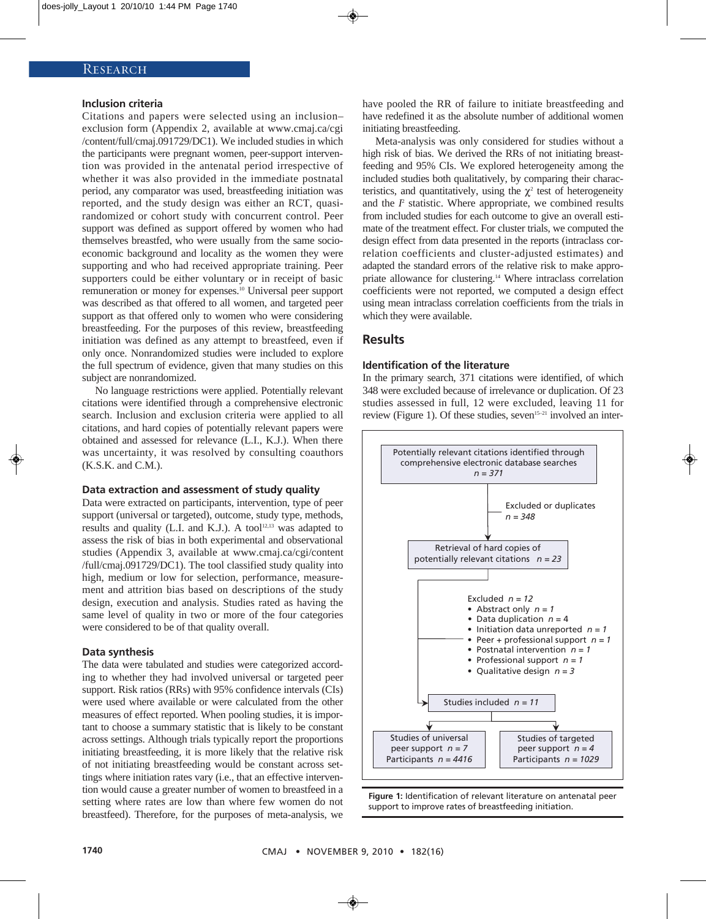### Inclusion criteria

Citations and papers were selected using an inclusion–exclusion form (Appendix 2, available at www.cmaj.ca/cgi/content/full/cmaj.091729/DC1). We included studies in which the participants were pregnant women, peer-support intervention was provided in the antenatal period irrespective of whether it was also provided in the immediate postnatal period, any comparator was used, breastfeeding initiation was reported, and the study design was either an RCT, quasi-randomized or cohort study with concurrent control. Peer support was defined as support offered by women who had themselves breastfed, who were usually from the same socio-economic background and locality as the women they were supporting and who had received appropriate training. Peer supporters could be either voluntary or in receipt of basic remuneration or money for expenses.[10] Universal peer support was described as that offered to all women, and targeted peer support as that offered only to women who were considering breastfeeding. For the purposes of this review, breastfeeding initiation was defined as any attempt to breastfeed, even if only once. Nonrandomized studies were included to explore the full spectrum of evidence, given that many studies on this subject are nonrandomized.

No language restrictions were applied. Potentially relevant citations were identified through a comprehensive electronic search. Inclusion and exclusion criteria were applied to all citations, and hard copies of potentially relevant papers were obtained and assessed for relevance (L.I., K.J.). When there was uncertainty, it was resolved by consulting coauthors (K.S.K. and C.M.).

### Data extraction and assessment of study quality

Data were extracted on participants, intervention, type of peer support (universal or targeted), outcome, study type, methods, results and quality (L.I. and K.J.). A tool[12,13] was adapted to assess the risk of bias in both experimental and observational studies (Appendix 3, available at www.cmaj.ca/cgi/content/full/cmaj.091729/DC1). The tool classified study quality into high, medium or low for selection, performance, measurement and attrition bias based on descriptions of the study design, execution and analysis. Studies rated as having the same level of quality in two or more of the four categories were considered to be of that quality overall.

### Data synthesis

The data were tabulated and studies were categorized according to whether they had involved universal or targeted peer support. Risk ratios (RRs) with 95% confidence intervals (CIs) were used where available or were calculated from the other measures of effect reported. When pooling studies, it is important to choose a summary statistic that is likely to be constant across settings. Although trials typically report the proportions initiating breastfeeding, it is more likely that the relative risk of not initiating breastfeeding would be constant across settings where initiation rates vary (i.e., that an effective intervention would cause a greater number of women to breastfeed in a setting where rates are low than where few women do not breastfeed). Therefore, for the purposes of meta-analysis, we have pooled the RR of failure to initiate breastfeeding and have redefined it as the absolute number of additional women initiating breastfeeding.

Meta-analysis was only considered for studies without a high risk of bias. We derived the RRs of not initiating breastfeeding and 95% CIs. We explored heterogeneity among the included studies both qualitatively, by comparing their characteristics, and quantitatively, using the $\chi^2$ test of heterogeneity and the $I^2$ statistic. Where appropriate, we combined results from included studies for each outcome to give an overall estimate of the treatment effect.[14] For cluster trials, we computed the design effect from data presented in the reports (intraclass correlation coefficients and cluster-adjusted estimates) and adapted the standard errors of the relative risk to make appropriate allowance for clustering.[14] Where intraclass correlation coefficients were not reported, we computed a design effect using mean intraclass correlation coefficients from the trials in which they were available.

## Results

### Identification of the literature

In the primary search, 371 citations were identified, of which 348 were excluded because of irrelevance or duplication. Of 23 studies assessed in full, 12 were excluded, leaving 11 for review (Figure 1). Of these studies, seven[15–21] involved an inter-

Potentially relevant citations identified through comprehensive electronic database searches
*n = 371*

Excluded or duplicates
*n = 348*

Retrieval of hard copies of potentially relevant citations *n = 23*

Excluded *n = 12*
- Abstract only *n = 1*
- Data duplication *n* = 4
- Initiation data unreported *n = 1*
- Peer + professional support *n = 1*
- Postnatal intervention *n = 1*
- Professional support *n = 1*
- Qualitative design *n = 3*

Studies included *n = 11*

Studies of universal peer support *n = 7*
Participants *n = 4416*

Studies of targeted peer support *n = 4*
Participants *n = 1029*

**Figure 1:** Identification of relevant literature on antenatal peer support to improve rates of breastfeeding initiation.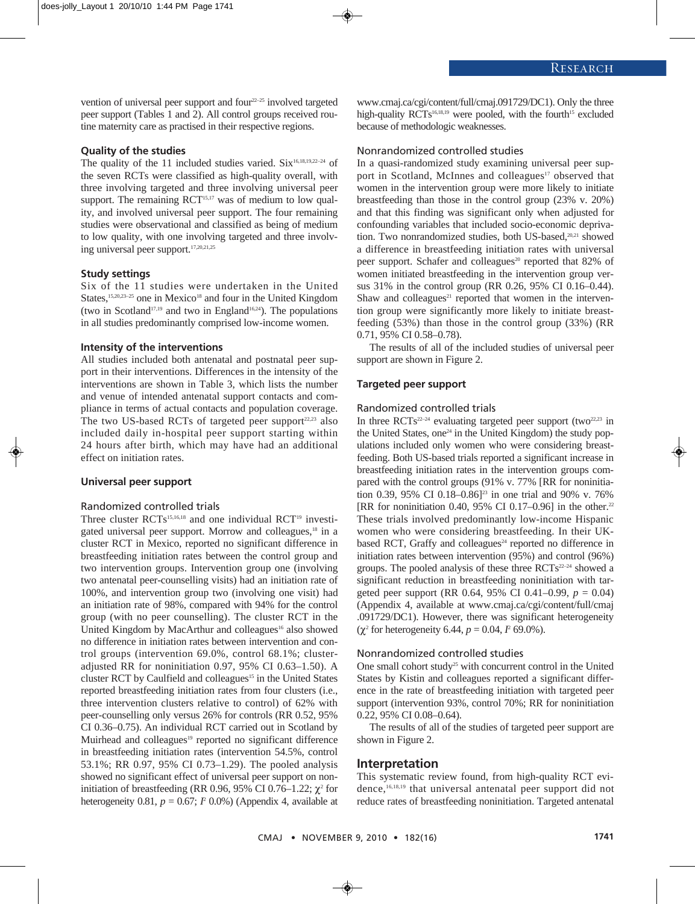vention of universal peer support and four[22–25] involved targeted peer support (Tables 1 and 2). All control groups received routine maternity care as practised in their respective regions.

### Quality of the studies

The quality of the 11 included studies varied. Six[16,18,19,22–24] of the seven RCTs were classified as high-quality overall, with three involving targeted and three involving universal peer support. The remaining RCT[15,17] was of medium to low quality, and involved universal peer support. The four remaining studies were observational and classified as being of medium to low quality, with one involving targeted and three involving universal peer support.[17,20,21,25]

### Study settings

Six of the 11 studies were undertaken in the United States,[15,20,23–25] one in Mexico[18] and four in the United Kingdom (two in Scotland[17,19] and two in England[16,24]). The populations in all studies predominantly comprised low-income women.

### Intensity of the interventions

All studies included both antenatal and postnatal peer support in their interventions. Differences in the intensity of the interventions are shown in Table 3, which lists the number and venue of intended antenatal support contacts and compliance in terms of actual contacts and population coverage. The two US-based RCTs of targeted peer support[22,23] also included daily in-hospital peer support starting within 24 hours after birth, which may have had an additional effect on initiation rates.

### Universal peer support

#### Randomized controlled trials

Three cluster RCTs[15,16,18] and one individual RCT[19] investigated universal peer support. Morrow and colleagues,[18] in a cluster RCT in Mexico, reported no significant difference in breastfeeding initiation rates between the control group and two intervention groups. Intervention group one (involving two antenatal peer-counselling visits) had an initiation rate of 100%, and intervention group two (involving one visit) had an initiation rate of 98%, compared with 94% for the control group (with no peer counselling). The cluster RCT in the United Kingdom by MacArthur and colleagues[16] also showed no difference in initiation rates between intervention and control groups (intervention 69.0%, control 68.1%; cluster-adjusted RR for noninitiation 0.97, 95% CI 0.63–1.50). A cluster RCT by Caulfield and colleagues[15] in the United States reported breastfeeding initiation rates from four clusters (i.e., three intervention clusters relative to control) of 62% with peer-counselling only versus 26% for controls (RR 0.52, 95% CI 0.36–0.75). An individual RCT carried out in Scotland by Muirhead and colleagues[19] reported no significant difference in breastfeeding initiation rates (intervention 54.5%, control 53.1%; RR 0.97, 95% CI 0.73–1.29). The pooled analysis showed no significant effect of universal peer support on noninitiation of breastfeeding (RR 0.96, 95% CI 0.76–1.22; $\chi^2$ for heterogeneity 0.81, $p = 0.67$; $I^2$ 0.0%) (Appendix 4, available at www.cmaj.ca/cgi/content/full/cmaj.091729/DC1). Only the three high-quality RCTs[16,18,19] were pooled, with the fourth[15] excluded because of methodologic weaknesses.

#### Nonrandomized controlled studies

In a quasi-randomized study examining universal peer support in Scotland, McInnes and colleagues[17] observed that women in the intervention group were more likely to initiate breastfeeding than those in the control group (23% v. 20%) and that this finding was significant only when adjusted for confounding variables that included socio-economic deprivation. Two nonrandomized studies, both US-based,[20,21] showed a difference in breastfeeding initiation rates with universal peer support. Schafer and colleagues[20] reported that 82% of women initiated breastfeeding in the intervention group versus 31% in the control group (RR 0.26, 95% CI 0.16–0.44). Shaw and colleagues[21] reported that women in the intervention group were significantly more likely to initiate breastfeeding (53%) than those in the control group (33%) (RR 0.71, 95% CI 0.58–0.78).

The results of all of the included studies of universal peer support are shown in Figure 2.

### Targeted peer support

#### Randomized controlled trials

In three RCTs[22–24] evaluating targeted peer support (two[22,23] in the United States, one[24] in the United Kingdom) the study populations included only women who were considering breastfeeding. Both US-based trials reported a significant increase in breastfeeding initiation rates in the intervention groups compared with the control groups (91% v. 77% [RR for noninitiation 0.39, 95% CI 0.18–0.86][23] in one trial and 90% v. 76% [RR for noninitiation 0.40, 95% CI 0.17–0.96] in the other.[22] These trials involved predominantly low-income Hispanic women who were considering breastfeeding. In their UK-based RCT, Graffy and colleagues[24] reported no difference in initiation rates between intervention (95%) and control (96%) groups. The pooled analysis of these three RCTs[22–24] showed a significant reduction in breastfeeding noninitiation with targeted peer support (RR 0.64, 95% CI 0.41–0.99, $p = 0.04$) (Appendix 4, available at www.cmaj.ca/cgi/content/full/cmaj.091729/DC1). However, there was significant heterogeneity ($\chi^2$ for heterogeneity 6.44, $p = 0.04$, $I^2$ 69.0%).

#### Nonrandomized controlled studies

One small cohort study[25] with concurrent control in the United States by Kistin and colleagues reported a significant difference in the rate of breastfeeding initiation with targeted peer support (intervention 93%, control 70%; RR for noninitiation 0.22, 95% CI 0.08–0.64).

The results of all of the studies of targeted peer support are shown in Figure 2.

## Interpretation

This systematic review found, from high-quality RCT evidence,[16,18,19] that universal antenatal peer support did not reduce rates of breastfeeding noninitiation. Targeted antenatal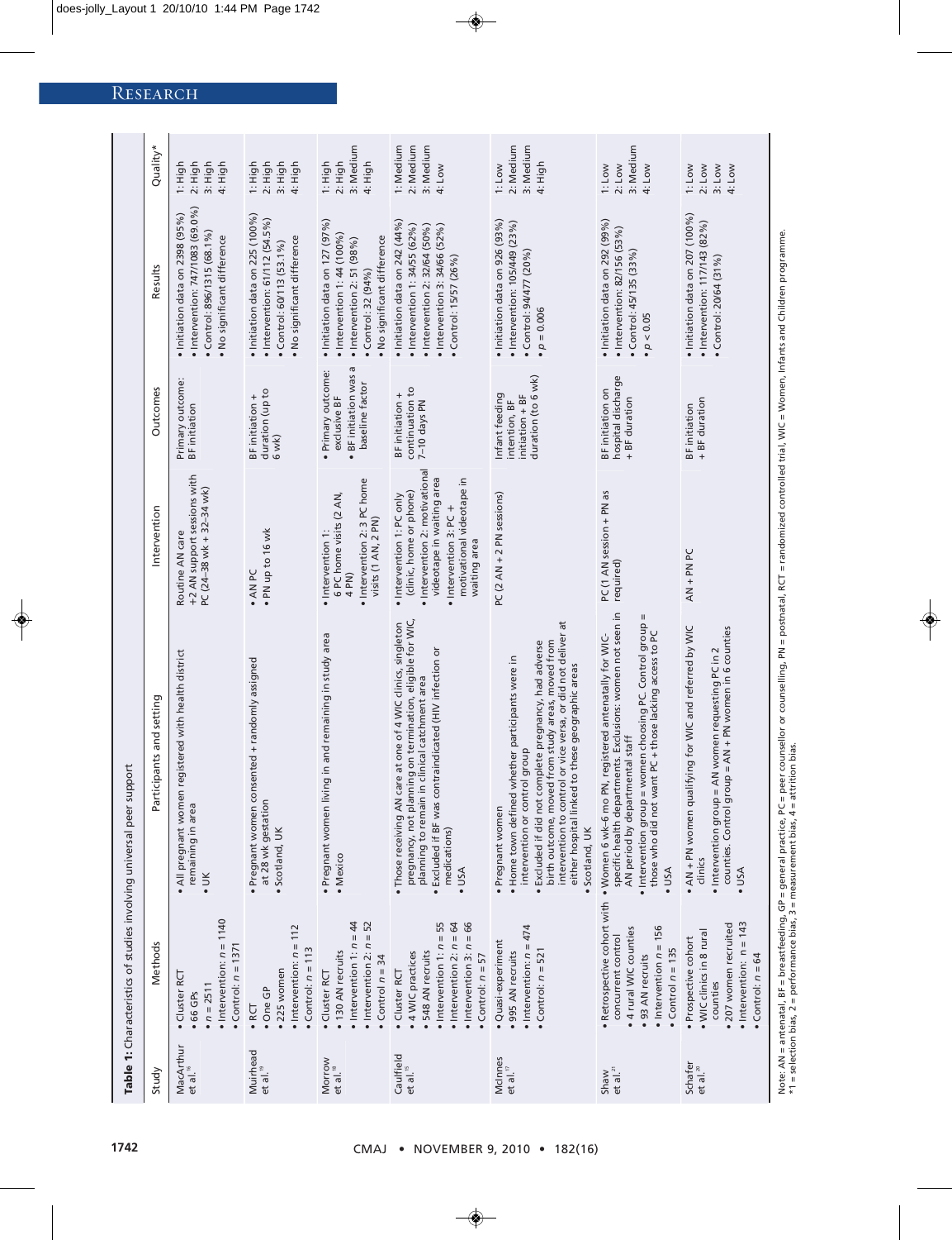**Table 1:** Characteristics of studies involving universal peer support

| Study | Methods | Participants and setting | Intervention | Outcomes | Results | Quality* |
|---|---|---|---|---|---|---|
| MacArthur et al.[16] | • Cluster RCT<br>• 66 GPs<br>• $n$ = 2511<br>• Intervention: $n$ = 1140<br>• Control: $n$ = 1371 | • All pregnant women registered with health district remaining in area<br>• UK | Routine AN care +2 AN support sessions with PC (24–38 wk + 32–34 wk) | Primary outcome: BF initiation | • Initiation data on 2398 (95%)<br>• Intervention: 747/1083 (69.0%)<br>• Control: 896/1315 (68.1%)<br>• No significant difference | 1: High<br>2: High<br>3: High<br>4: High |
| Muirhead et al.[19] | • RCT<br>• One GP<br>• 225 women<br>• Intervention: $n$ = 112<br>• Control: $n$ = 113 | • Pregnant women consented + randomly assigned at 28 wk gestation<br>• Scotland, UK | • AN PC<br>• PN up to 16 wk | BF initiation + duration (up to 6 wk) | • Initiation data on 225 (100%)<br>• Intervention: 61/112 (54.5%)<br>• Control: 60/113 (53.1%)<br>• No significant difference | 1: High<br>2: High<br>3: High<br>4: High |
| Morrow et al.[18] | • Cluster RCT<br>• 130 AN recruits<br>• Intervention 1: $n$ = 44<br>• Intervention 2: $n$ = 52<br>• Control $n$ = 34 | • Pregnant women living in and remaining in study area<br>• Mexico | • Intervention 1: 6 PC home visits (2 AN, 4 PN)<br>• Intervention 2: 3 PC home visits (1 AN, 2 PN) | • Primary outcome: exclusive BF<br>• BF initiation was a baseline factor | • Initiation data on 127 (97%)<br>• Intervention 1: 44 (100%)<br>• Intervention 2: 51 (98%)<br>• Control: 32 (94%)<br>• No significant difference | 1: High<br>2: High<br>3: Medium<br>4: High |
| Caulfield et al.[15] | • Cluster RCT<br>• 4 WIC practices<br>• 548 AN recruits<br>• Intervention 1: $n$ = 55<br>• Intervention 2: $n$ = 64<br>• Intervention 3: $n$ = 66<br>• Control: $n$ = 57 | • Those receiving AN care at one of 4 WIC clinics, singleton pregnancy, not planning on termination, eligible for WIC, planning to remain in clinical catchment area<br>• Excluded if BF was contraindicated (HIV infection or medications)<br>• USA | • Intervention 1: PC only (clinic, home or phone)<br>• Intervention 2: motivational videotape in waiting area<br>• Intervention 3: PC + motivational videotape in waiting area | BF initiation + continuation to 7–10 days PN | • Initiation data on 242 (44%)<br>• Intervention 1: 34/55 (62%)<br>• Intervention 2: 32/64 (50%)<br>• Intervention 3: 34/66 (52%)<br>• Control: 15/57 (26%) | 1: Medium<br>2: Medium<br>3: Medium<br>4: Low |
| McInnes et al.[17] | • Quasi-experiment<br>• 995 AN recruits<br>• Intervention: $n$ = 474<br>• Control: $n$ = 521 | • Pregnant women<br>• Home town defined whether participants were in intervention or control group<br>• Excluded if did not complete pregnancy, had adverse birth outcome, moved from study areas, moved from intervention to control or vice versa, or did not deliver at either hospital linked to these geographic areas<br>• Scotland, UK | PC (2 AN + 2 PN sessions) | Infant feeding intention, BF initiation + BF duration (to 6 wk) | • Initiation data on 926 (93%)<br>• Intervention: 105/449 (23%)<br>• Control: 94/477 (20%)<br>• $p$ = 0.006 | 1: Low<br>2: Medium<br>3: Medium<br>4: High |
| Shaw et al.[21] | • Retrospective cohort with concurrent control<br>• 4 rural WIC counties<br>• 93 AN recruits<br>• Intervention $n$ = 156<br>• Control $n$ = 135 | • Women 6 wk–6 mo PN, registered antenatally for WIC-specific health departments. Exclusions: women not seen in AN period by departmental staff<br>• Intervention group = women choosing PC. Control group = those who did not want PC + those lacking access to PC<br>• USA | PC (1 AN session + PN as required) | BF initiation on hospital discharge + BF duration | • Initiation data on 292 (99%)<br>• Intervention: 82/156 (53%)<br>• Control: 45/135 (33%)<br>• $p < 0.05$ | 1: Low<br>2: Low<br>3: Medium<br>4: Low |
| Schafer et al.[20] | • Prospective cohort<br>• WIC clinics in 8 rural counties<br>• 207 women recruited<br>• Intervention: $n$ = 143<br>• Control: $n$ = 64 | • AN + PN women qualifying for WIC and referred by WIC clinics<br>• Intervention group = AN women requesting PC in 2 counties. Control group = AN + PN women in 6 counties<br>• USA | AN + PN PC | BF initiation + BF duration | • Initiation data on 207 (100%)<br>• Intervention: 117/143 (82%)<br>• Control: 20/64 (31%) | 1: Low<br>2: Low<br>3: Low<br>4: Low |

Note: AN = antenatal, BF = breastfeeding, GP = general practice, PC = peer counsellor or counselling, PN = postnatal, RCT = randomized controlled trial, WIC = Women, Infants and Children programme.
*1 = selection bias, 2 = performance bias, 3 = measurement bias, 4 = attrition bias.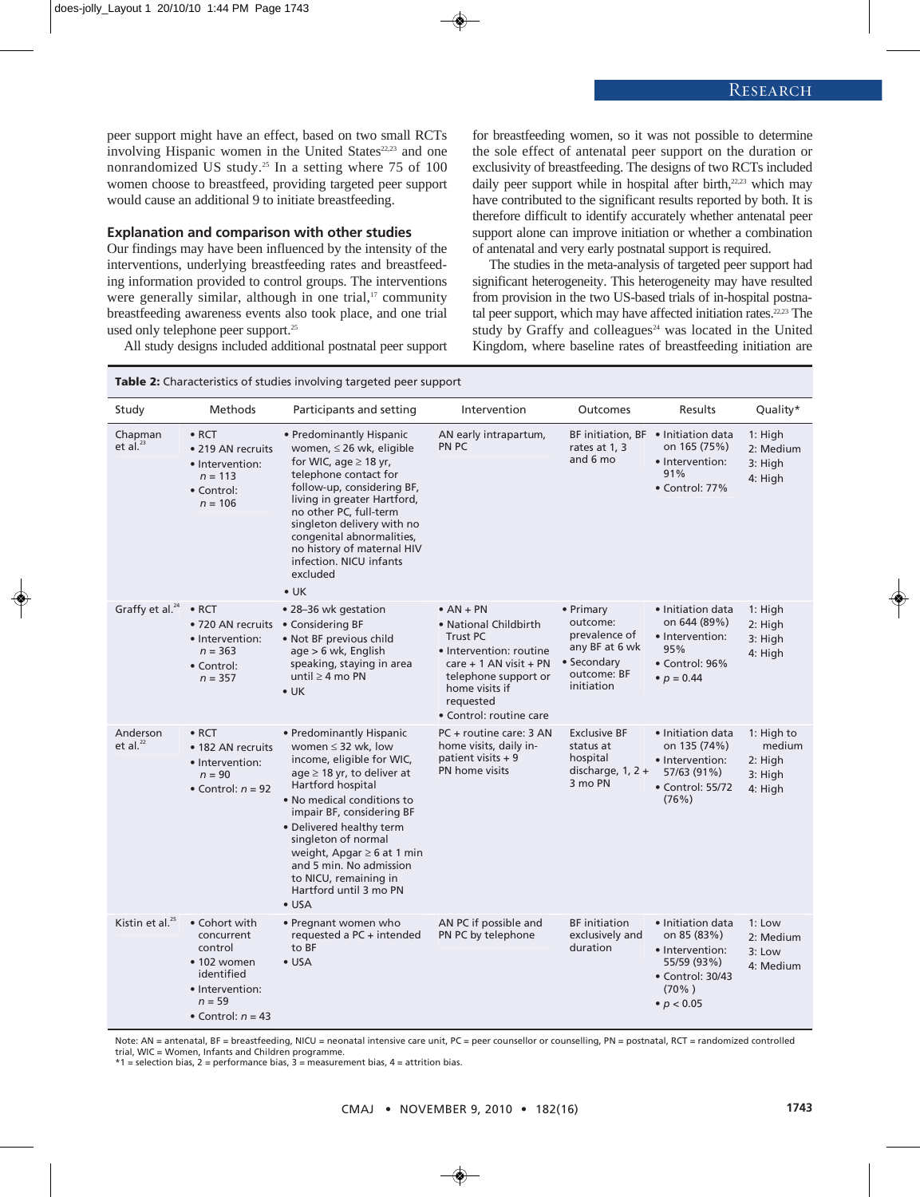peer support might have an effect, based on two small RCTs involving Hispanic women in the United States[22,23] and one nonrandomized US study.[25] In a setting where 75 of 100 women choose to breastfeed, providing targeted peer support would cause an additional 9 to initiate breastfeeding.

### Explanation and comparison with other studies

Our findings may have been influenced by the intensity of the interventions, underlying breastfeeding rates and breastfeeding information provided to control groups. The interventions were generally similar, although in one trial,[17] community breastfeeding awareness events also took place, and one trial used only telephone peer support.[25]

All study designs included additional postnatal peer support for breastfeeding women, so it was not possible to determine the sole effect of antenatal peer support on the duration or exclusivity of breastfeeding. The designs of two RCTs included daily peer support while in hospital after birth,[22,23] which may have contributed to the significant results reported by both. It is therefore difficult to identify accurately whether antenatal peer support alone can improve initiation or whether a combination of antenatal and very early postnatal support is required.

The studies in the meta-analysis of targeted peer support had significant heterogeneity. This heterogeneity may have resulted from provision in the two US-based trials of in-hospital postnatal peer support, which may have affected initiation rates.[22,23] The study by Graffy and colleagues[24] was located in the United Kingdom, where baseline rates of breastfeeding initiation are

**Table 2:** Characteristics of studies involving targeted peer support

| Study | Methods | Participants and setting | Intervention | Outcomes | Results | Quality* |
|---|---|---|---|---|---|---|
| Chapman et al.[23] | • RCT<br>• 219 AN recruits<br>• Intervention: $n$ = 113<br>• Control: $n$ = 106 | • Predominantly Hispanic women, ≤ 26 wk, eligible for WIC, age ≥ 18 yr, telephone contact for follow-up, considering BF, living in greater Hartford, no other PC, full-term singleton delivery with no congenital abnormalities, no history of maternal HIV infection. NICU infants excluded<br>• UK | AN early intrapartum, PN PC | BF initiation, BF rates at 1, 3 and 6 mo | • Initiation data on 165 (75%)<br>• Intervention: 91%<br>• Control: 77% | 1: High<br>2: Medium<br>3: High<br>4: High |
| Graffy et al.[24] | • RCT<br>• 720 AN recruits<br>• Intervention: $n$ = 363<br>• Control: $n$ = 357 | • 28–36 wk gestation<br>• Considering BF<br>• Not BF previous child age > 6 wk, English speaking, staying in area until ≥ 4 mo PN<br>• UK | • AN + PN<br>• National Childbirth Trust PC<br>• Intervention: routine care + 1 AN visit + PN telephone support or home visits if requested<br>• Control: routine care | • Primary outcome: prevalence of any BF at 6 wk<br>• Secondary outcome: BF initiation | • Initiation data on 644 (89%)<br>• Intervention: 95%<br>• Control: 96%<br>• $p$ = 0.44 | 1: High<br>2: High<br>3: High<br>4: High |
| Anderson et al.[22] | • RCT<br>• 182 AN recruits<br>• Intervention: $n$ = 90<br>• Control: $n$ = 92 | • Predominantly Hispanic women ≤ 32 wk, low income, eligible for WIC, age ≥ 18 yr, to deliver at Hartford hospital<br>• No medical conditions to impair BF, considering BF<br>• Delivered healthy term singleton of normal weight, Apgar ≥ 6 at 1 min and 5 min. No admission to NICU, remaining in Hartford until 3 mo PN<br>• USA | PC + routine care: 3 AN home visits, daily in-patient visits + 9 PN home visits | Exclusive BF status at hospital discharge, 1, 2 + 3 mo PN | • Initiation data on 135 (74%)<br>• Intervention: 57/63 (91%)<br>• Control: 55/72 (76%) | 1: High to medium<br>2: High<br>3: High<br>4: High |
| Kistin et al.[25] | • Cohort with concurrent control<br>• 102 women identified<br>• Intervention: $n$ = 59<br>• Control: $n$ = 43 | • Pregnant women who requested a PC + intended to BF<br>• USA | AN PC if possible and PN PC by telephone | BF initiation exclusively and duration | • Initiation data on 85 (83%)<br>• Intervention: 55/59 (93%)<br>• Control: 30/43 (70% )<br>• $p$ < 0.05 | 1: Low<br>2: Medium<br>3: Low<br>4: Medium |

Note: AN = antenatal, BF = breastfeeding, NICU = neonatal intensive care unit, PC = peer counsellor or counselling, PN = postnatal, RCT = randomized controlled trial, WIC = Women, Infants and Children programme.
*1 = selection bias, 2 = performance bias, 3 = measurement bias, 4 = attrition bias.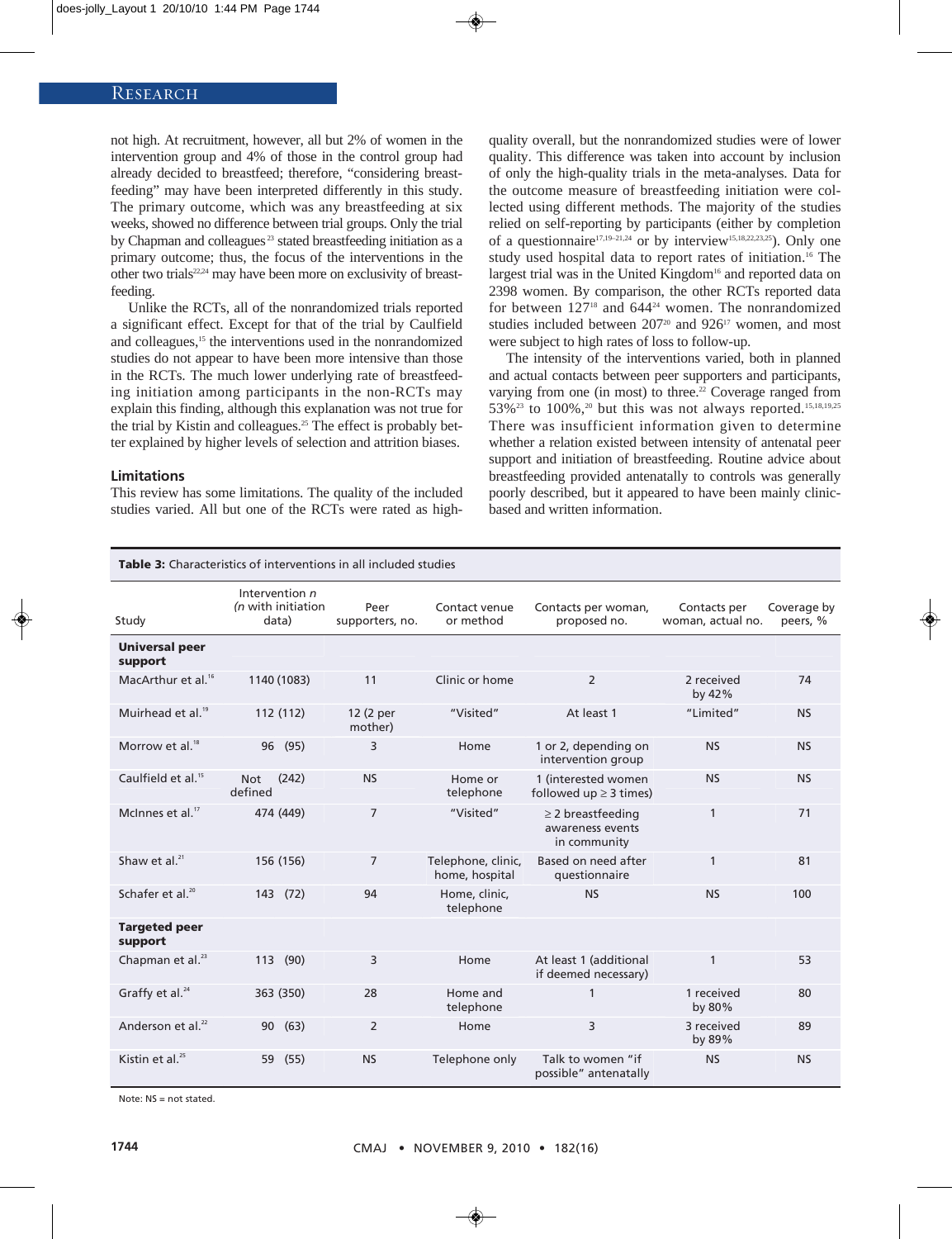not high. At recruitment, however, all but 2% of women in the intervention group and 4% of those in the control group had already decided to breastfeed; therefore, "considering breastfeeding" may have been interpreted differently in this study. The primary outcome, which was any breastfeeding at six weeks, showed no difference between trial groups. Only the trial by Chapman and colleagues[23] stated breastfeeding initiation as a primary outcome; thus, the focus of the interventions in the other two trials[22,24] may have been more on exclusivity of breastfeeding.

Unlike the RCTs, all of the nonrandomized trials reported a significant effect. Except for that of the trial by Caulfield and colleagues,[15] the interventions used in the nonrandomized studies do not appear to have been more intensive than those in the RCTs. The much lower underlying rate of breastfeeding initiation among participants in the non-RCTs may explain this finding, although this explanation was not true for the trial by Kistin and colleagues.[25] The effect is probably better explained by higher levels of selection and attrition biases.

### Limitations

This review has some limitations. The quality of the included studies varied. All but one of the RCTs were rated as high-quality overall, but the nonrandomized studies were of lower quality. This difference was taken into account by inclusion of only the high-quality trials in the meta-analyses. Data for the outcome measure of breastfeeding initiation were collected using different methods. The majority of the studies relied on self-reporting by participants (either by completion of a questionnaire[17,19–21,24] or by interview[15,18,22,23,25]). Only one study used hospital data to report rates of initiation.[16] The largest trial was in the United Kingdom[16] and reported data on 2398 women. By comparison, the other RCTs reported data for between 127[18] and 644[24] women. The nonrandomized studies included between 207[20] and 926[17] women, and most were subject to high rates of loss to follow-up.

The intensity of the interventions varied, both in planned and actual contacts between peer supporters and participants, varying from one (in most) to three.[22] Coverage ranged from 53%[23] to 100%,[20] but this was not always reported.[15,18,19,25] There was insufficient information given to determine whether a relation existed between intensity of antenatal peer support and initiation of breastfeeding. Routine advice about breastfeeding provided antenatally to controls was generally poorly described, but it appeared to have been mainly clinic-based and written information.

**Table 3:** Characteristics of interventions in all included studies

| Study | Intervention *n* (*n* with initiation data) | Peer supporters, no. | Contact venue or method | Contacts per woman, proposed no. | Contacts per woman, actual no. | Coverage by peers, % |
|---|---|---|---|---|---|---|
| **Universal peer support** | | | | | | |
| MacArthur et al.[16] | 1140 (1083) | 11 | Clinic or home | 2 | 2 received by 42% | 74 |
| Muirhead et al.[19] | 112 (112) | 12 (2 per mother) | "Visited" | At least 1 | "Limited" | NS |
| Morrow et al.[18] | 96 (95) | 3 | Home | 1 or 2, depending on intervention group | NS | NS |
| Caulfield et al.[15] | Not defined (242) | NS | Home or telephone | 1 (interested women followed up ≥ 3 times) | NS | NS |
| McInnes et al.[17] | 474 (449) | 7 | "Visited" | ≥ 2 breastfeeding awareness events in community | 1 | 71 |
| Shaw et al.[21] | 156 (156) | 7 | Telephone, clinic, home, hospital | Based on need after questionnaire | 1 | 81 |
| Schafer et al.[20] | 143 (72) | 94 | Home, clinic, telephone | NS | NS | 100 |
| **Targeted peer support** | | | | | | |
| Chapman et al.[23] | 113 (90) | 3 | Home | At least 1 (additional if deemed necessary) | 1 | 53 |
| Graffy et al.[24] | 363 (350) | 28 | Home and telephone | 1 | 1 received by 80% | 80 |
| Anderson et al.[22] | 90 (63) | 2 | Home | 3 | 3 received by 89% | 89 |
| Kistin et al.[25] | 59 (55) | NS | Telephone only | Talk to women "if possible" antenatally | NS | NS |

Note: NS = not stated.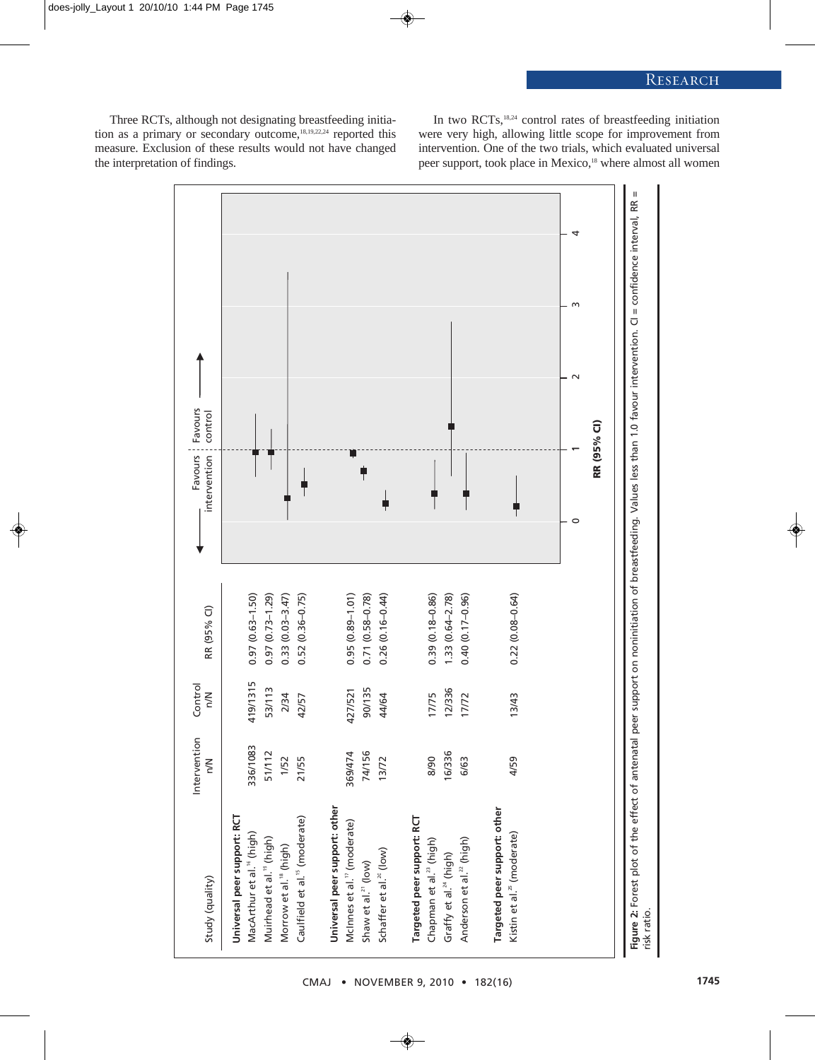Three RCTs, although not designating breastfeeding initiation as a primary or secondary outcome,[18,19,22,24] reported this measure. Exclusion of these results would not have changed the interpretation of findings.

In two RCTs,[18,24] control rates of breastfeeding initiation were very high, allowing little scope for improvement from intervention. One of the two trials, which evaluated universal peer support, took place in Mexico,[18] where almost all women

| Study (quality) | Intervention n/N | Control n/N | RR (95% CI) |
|---|---|---|---|
| **Universal peer support: RCT** | | | |
| MacArthur et al.[16] (high) | 336/1083 | 419/1315 | 0.97 (0.63–1.50) |
| Muirhead et al.[19] (high) | 51/112 | 53/113 | 0.97 (0.73–1.29) |
| Morrow et al.[18] (high) | 1/52 | 2/34 | 0.33 (0.03–3.47) |
| Caulfield et al.[15] (moderate) | 21/55 | 42/57 | 0.52 (0.36–0.75) |
| **Universal peer support: other** | | | |
| McInnes et al.[17] (moderate) | 369/474 | 427/521 | 0.95 (0.89–1.01) |
| Shaw et al.[21] (low) | 74/156 | 90/135 | 0.71 (0.58–0.78) |
| Schaffer et al.[20] (low) | 13/72 | 44/64 | 0.26 (0.16–0.44) |
| **Targeted peer support: RCT** | | | |
| Chapman et al.[23] (high) | 8/90 | 17/75 | 0.39 (0.18–0.86) |
| Graffy et al.[24] (high) | 16/336 | 12/336 | 1.33 (0.64–2.78) |
| Anderson et al.[22] (high) | 6/63 | 17/72 | 0.40 (0.17–0.96) |
| **Targeted peer support: other** | | | |
| Kistin et al.[25] (moderate) | 4/59 | 13/43 | 0.22 (0.08–0.64) |

**Figure 2:** Forest plot of the effect of antenatal peer support on noninitiation of breastfeeding. Values less than 1.0 favour intervention. CI = confidence interval, RR = risk ratio.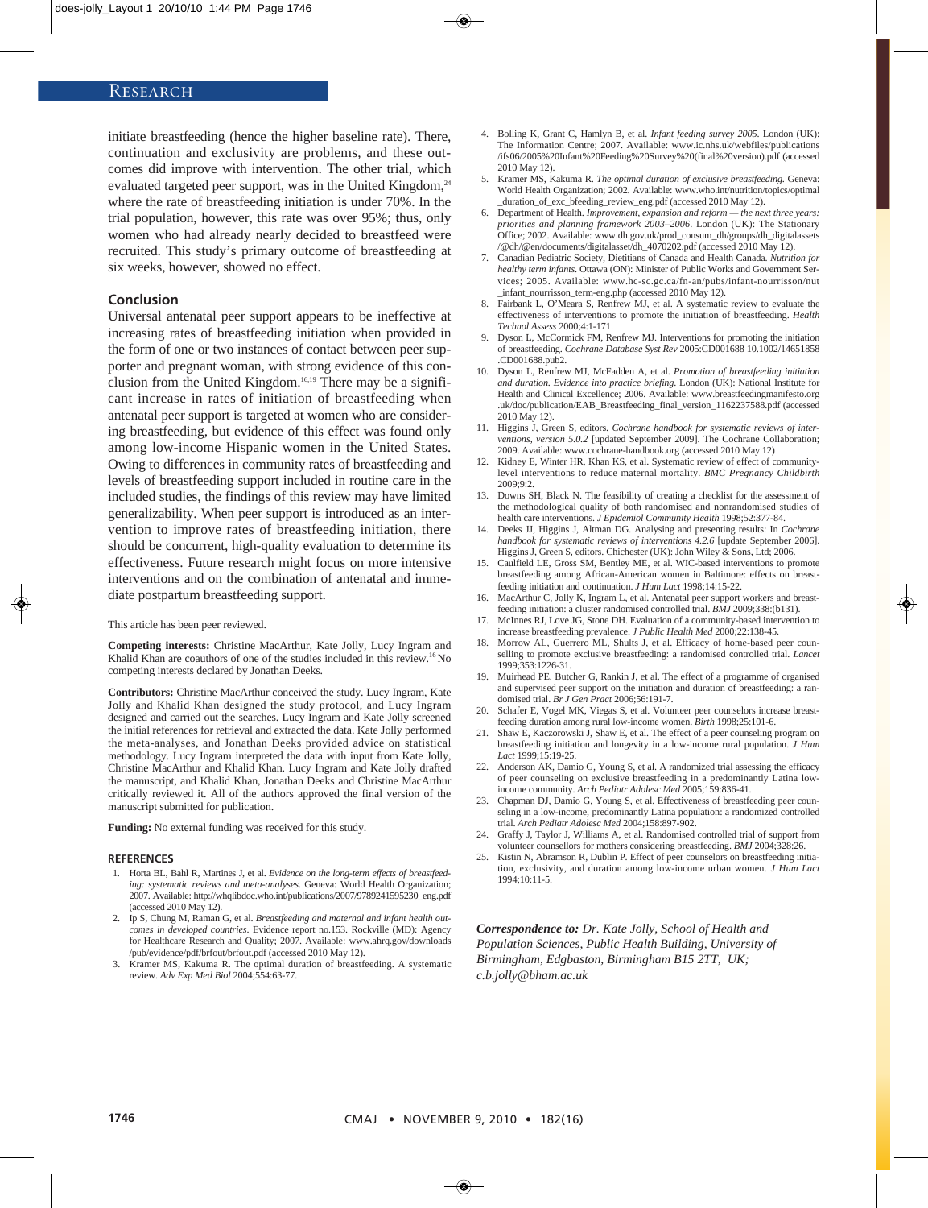initiate breastfeeding (hence the higher baseline rate). There, continuation and exclusivity are problems, and these outcomes did improve with intervention. The other trial, which evaluated targeted peer support, was in the United Kingdom,[24] where the rate of breastfeeding initiation is under 70%. In the trial population, however, this rate was over 95%; thus, only women who had already nearly decided to breastfeed were recruited. This study's primary outcome of breastfeeding at six weeks, however, showed no effect.

## Conclusion

Universal antenatal peer support appears to be ineffective at increasing rates of breastfeeding initiation when provided in the form of one or two instances of contact between peer supporter and pregnant woman, with strong evidence of this conclusion from the United Kingdom.[16,19] There may be a significant increase in rates of initiation of breastfeeding when antenatal peer support is targeted at women who are considering breastfeeding, but evidence of this effect was found only among low-income Hispanic women in the United States. Owing to differences in community rates of breastfeeding and levels of breastfeeding support included in routine care in the included studies, the findings of this review may have limited generalizability. When peer support is introduced as an intervention to improve rates of breastfeeding initiation, there should be concurrent, high-quality evaluation to determine its effectiveness. Future research might focus on more intensive interventions and on the combination of antenatal and immediate postpartum breastfeeding support.

This article has been peer reviewed.

**Competing interests:** Christine MacArthur, Kate Jolly, Lucy Ingram and Khalid Khan are coauthors of one of the studies included in this review.[16] No competing interests declared by Jonathan Deeks.

**Contributors:** Christine MacArthur conceived the study. Lucy Ingram, Kate Jolly and Khalid Khan designed the study protocol, and Lucy Ingram designed and carried out the searches. Lucy Ingram and Kate Jolly screened the initial references for retrieval and extracted the data. Kate Jolly performed the meta-analyses, and Jonathan Deeks provided advice on statistical methodology. Lucy Ingram interpreted the data with input from Kate Jolly, Christine MacArthur and Khalid Khan. Lucy Ingram and Kate Jolly drafted the manuscript, and Khalid Khan, Jonathan Deeks and Christine MacArthur critically reviewed it. All of the authors approved the final version of the manuscript submitted for publication.

**Funding:** No external funding was received for this study.

### REFERENCES

1. Horta BL, Bahl R, Martines J, et al. *Evidence on the long-term effects of breastfeeding: systematic reviews and meta-analyses.* Geneva: World Health Organization; 2007. Available: http://whqlibdoc.who.int/publications/2007/9789241595230_eng.pdf (accessed 2010 May 12).
2. Ip S, Chung M, Raman G, et al. *Breastfeeding and maternal and infant health outcomes in developed countries.* Evidence report no.153. Rockville (MD): Agency for Healthcare Research and Quality; 2007. Available: www.ahrq.gov/downloads /pub/evidence/pdf/brfout/brfout.pdf (accessed 2010 May 12).
3. Kramer MS, Kakuma R. The optimal duration of breastfeeding. A systematic review. *Adv Exp Med Biol* 2004;554:63-77.
4. Bolling K, Grant C, Hamlyn B, et al. *Infant feeding survey 2005.* London (UK): The Information Centre; 2007. Available: www.ic.nhs.uk/webfiles/publications /ifs06/2005%20Infant%20Feeding%20Survey%20(final%20version).pdf (accessed 2010 May 12).
5. Kramer MS, Kakuma R. *The optimal duration of exclusive breastfeeding.* Geneva: World Health Organization; 2002. Available: www.who.int/nutrition/topics/optimal _duration_of_exc_bfeeding_review_eng.pdf (accessed 2010 May 12).
6. Department of Health. *Improvement, expansion and reform — the next three years: priorities and planning framework 2003–2006.* London (UK): The Stationary Office; 2002. Available: www.dh.gov.uk/prod_consum_dh/groups/dh_digitalassets /@dh/@en/documents/digitalasset/dh_4070202.pdf (accessed 2010 May 12).
7. Canadian Pediatric Society, Dietitians of Canada and Health Canada. *Nutrition for healthy term infants.* Ottawa (ON): Minister of Public Works and Government Services; 2005. Available: www.hc-sc.gc.ca/fn-an/pubs/infant-nourrisson/nut _infant_nourrisson_term-eng.php (accessed 2010 May 12).
8. Fairbank L, O'Meara S, Renfrew MJ, et al. A systematic review to evaluate the effectiveness of interventions to promote the initiation of breastfeeding. *Health Technol Assess* 2000;4:1-171.
9. Dyson L, McCormick FM, Renfrew MJ. Interventions for promoting the initiation of breastfeeding. *Cochrane Database Syst Rev* 2005:CD001688 10.1002/14651858 .CD001688.pub2.
10. Dyson L, Renfrew MJ, McFadden A, et al. *Promotion of breastfeeding initiation and duration. Evidence into practice briefing.* London (UK): National Institute for Health and Clinical Excellence; 2006. Available: www.breastfeedingmanifesto.org .uk/doc/publication/EAB_Breastfeeding_final_version_1162237588.pdf (accessed 2010 May 12).
11. Higgins J, Green S, editors. *Cochrane handbook for systematic reviews of interventions, version 5.0.2* [updated September 2009]. The Cochrane Collaboration; 2009. Available: www.cochrane-handbook.org (accessed 2010 May 12)
12. Kidney E, Winter HR, Khan KS, et al. Systematic review of effect of community-level interventions to reduce maternal mortality. *BMC Pregnancy Childbirth* 2009;9:2.
13. Downs SH, Black N. The feasibility of creating a checklist for the assessment of the methodological quality of both randomised and nonrandomised studies of health care interventions. *J Epidemiol Community Health* 1998;52:377-84.
14. Deeks JJ, Higgins J, Altman DG. Analysing and presenting results: In *Cochrane handbook for systematic reviews of interventions 4.2.6* [update September 2006]. Higgins J, Green S, editors. Chichester (UK): John Wiley & Sons, Ltd; 2006.
15. Caulfield LE, Gross SM, Bentley ME, et al. WIC-based interventions to promote breastfeeding among African-American women in Baltimore: effects on breastfeeding initiation and continuation. *J Hum Lact* 1998;14:15-22.
16. MacArthur C, Jolly K, Ingram L, et al. Antenatal peer support workers and breastfeeding initiation: a cluster randomised controlled trial. *BMJ* 2009;338:(b131).
17. McInnes RJ, Love JG, Stone DH. Evaluation of a community-based intervention to increase breastfeeding prevalence. *J Public Health Med* 2000;22:138-45.
18. Morrow AL, Guerrero ML, Shults J, et al. Efficacy of home-based peer counselling to promote exclusive breastfeeding: a randomised controlled trial. *Lancet* 1999;353:1226-31.
19. Muirhead PE, Butcher G, Rankin J, et al. The effect of a programme of organised and supervised peer support on the initiation and duration of breastfeeding: a randomised trial. *Br J Gen Pract* 2006;56:191-7.
20. Schafer E, Vogel MK, Viegas S, et al. Volunteer peer counselors increase breastfeeding duration among rural low-income women. *Birth* 1998;25:101-6.
21. Shaw E, Kaczorowski J, Shaw E, et al. The effect of a peer counseling program on breastfeeding initiation and longevity in a low-income rural population. *J Hum Lact* 1999;15:19-25.
22. Anderson AK, Damio G, Young S, et al. A randomized trial assessing the efficacy of peer counseling on exclusive breastfeeding in a predominantly Latina low-income community. *Arch Pediatr Adolesc Med* 2005;159:836-41.
23. Chapman DJ, Damio G, Young S, et al. Effectiveness of breastfeeding peer counseling in a low-income, predominantly Latina population: a randomized controlled trial. *Arch Pediatr Adolesc Med* 2004;158:897-902.
24. Graffy J, Taylor J, Williams A, et al. Randomised controlled trial of support from volunteer counsellors for mothers considering breastfeeding. *BMJ* 2004;328:26.
25. Kistin N, Abramson R, Dublin P. Effect of peer counselors on breastfeeding initiation, exclusivity, and duration among low-income urban women. *J Hum Lact* 1994;10:11-5.

***Correspondence to:*** *Dr. Kate Jolly, School of Health and Population Sciences, Public Health Building, University of Birmingham, Edgbaston, Birmingham B15 2TT, UK; c.b.jolly@bham.ac.uk*